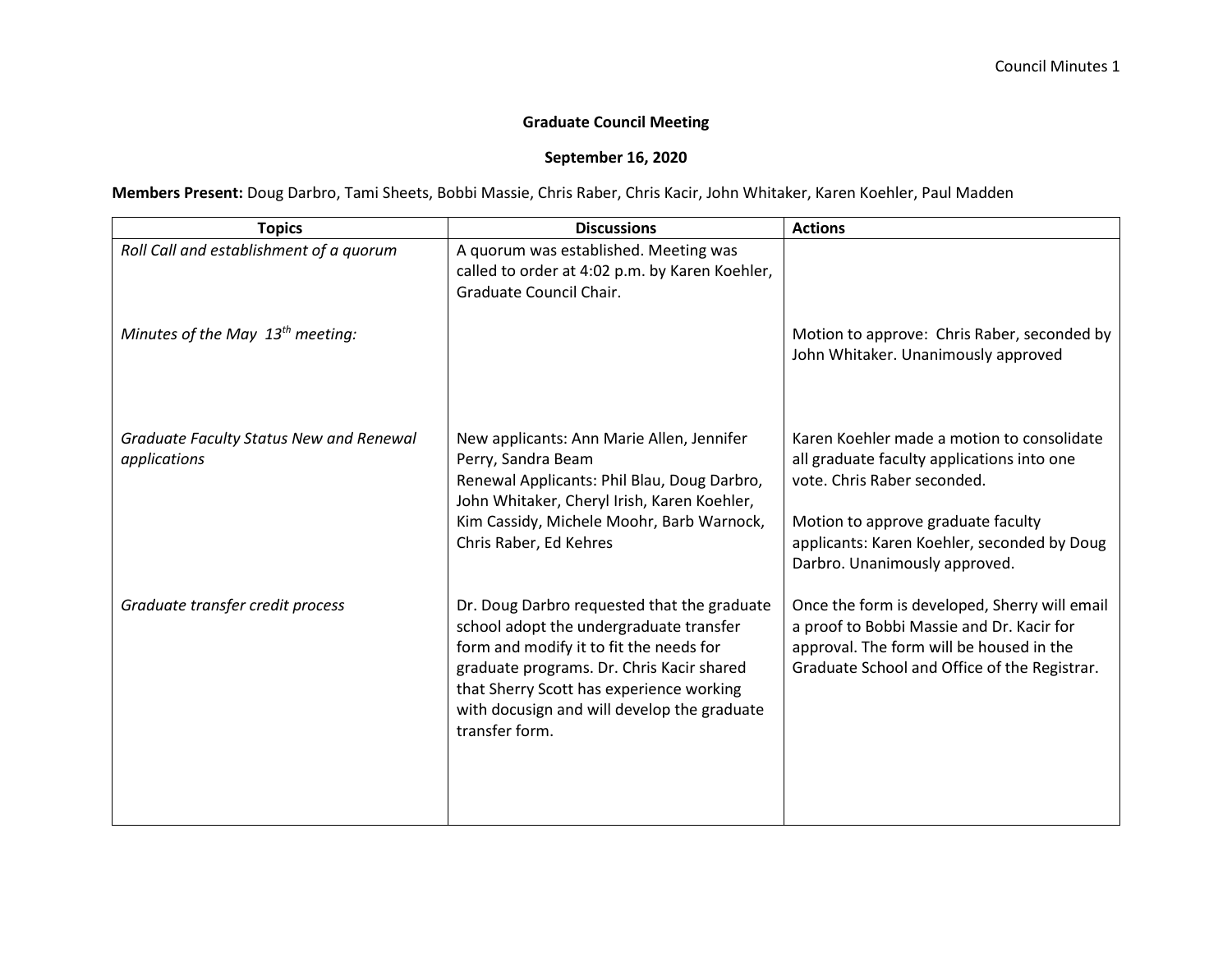**Graduate Council Meeting**

**September 16, 2020**

**Members Present:** Doug Darbro, Tami Sheets, Bobbi Massie, Chris Raber, Chris Kacir, John Whitaker, Karen Koehler, Paul Madden

| Topics | Discussions | Actions |
|---|---|---|
| *Roll Call and establishment of a quorum* | A quorum was established. Meeting was called to order at 4:02 p.m. by Karen Koehler, Graduate Council Chair. | |
| *Minutes of the May 13th meeting:* | | Motion to approve: Chris Raber, seconded by John Whitaker. Unanimously approved |
| *Graduate Faculty Status New and Renewal applications* | New applicants: Ann Marie Allen, Jennifer Perry, Sandra Beam<br>Renewal Applicants: Phil Blau, Doug Darbro, John Whitaker, Cheryl Irish, Karen Koehler, Kim Cassidy, Michele Moohr, Barb Warnock, Chris Raber, Ed Kehres | Karen Koehler made a motion to consolidate all graduate faculty applications into one vote. Chris Raber seconded.<br><br>Motion to approve graduate faculty applicants: Karen Koehler, seconded by Doug Darbro. Unanimously approved. |
| *Graduate transfer credit process* | Dr. Doug Darbro requested that the graduate school adopt the undergraduate transfer form and modify it to fit the needs for graduate programs. Dr. Chris Kacir shared that Sherry Scott has experience working with docusign and will develop the graduate transfer form. | Once the form is developed, Sherry will email a proof to Bobbi Massie and Dr. Kacir for approval. The form will be housed in the Graduate School and Office of the Registrar. |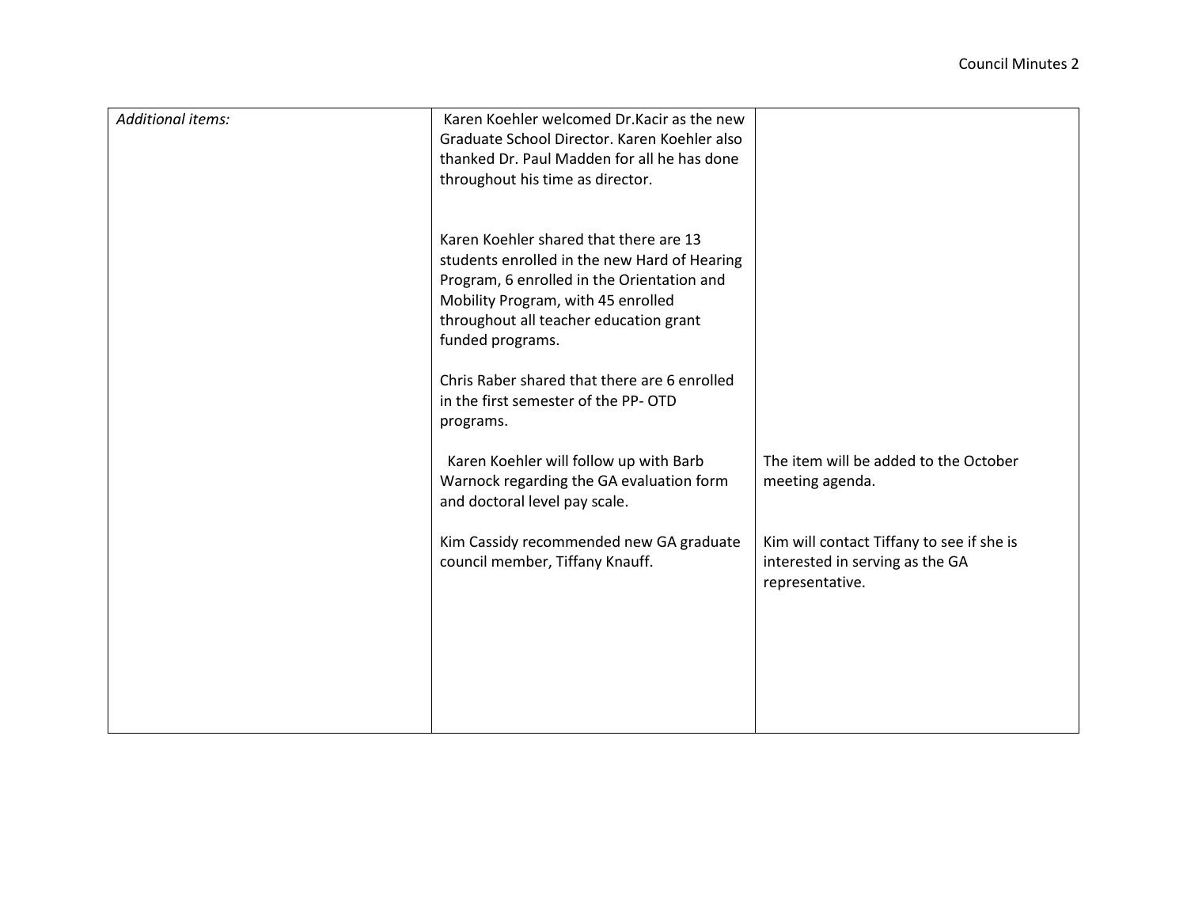| | | |
|---|---|---|
| *Additional items:* | Karen Koehler welcomed Dr.Kacir as the new Graduate School Director. Karen Koehler also thanked Dr. Paul Madden for all he has done throughout his time as director.<br><br>Karen Koehler shared that there are 13 students enrolled in the new Hard of Hearing Program, 6 enrolled in the Orientation and Mobility Program, with 45 enrolled throughout all teacher education grant funded programs.<br><br>Chris Raber shared that there are 6 enrolled in the first semester of the PP- OTD programs. | |
| | Karen Koehler will follow up with Barb Warnock regarding the GA evaluation form and doctoral level pay scale. | The item will be added to the October meeting agenda. |
| | Kim Cassidy recommended new GA graduate council member, Tiffany Knauff. | Kim will contact Tiffany to see if she is interested in serving as the GA representative. |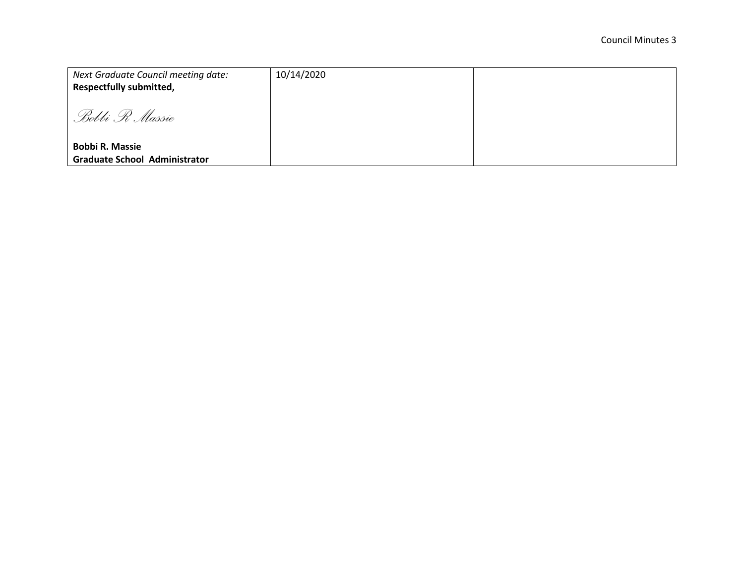| | | |
|---|---|---|
| *Next Graduate Council meeting date:*<br>**Respectfully submitted,**<br><br>*Bobbi R Massie*<br><br>**Bobbi R. Massie**<br>**Graduate School Administrator** | 10/14/2020 | |